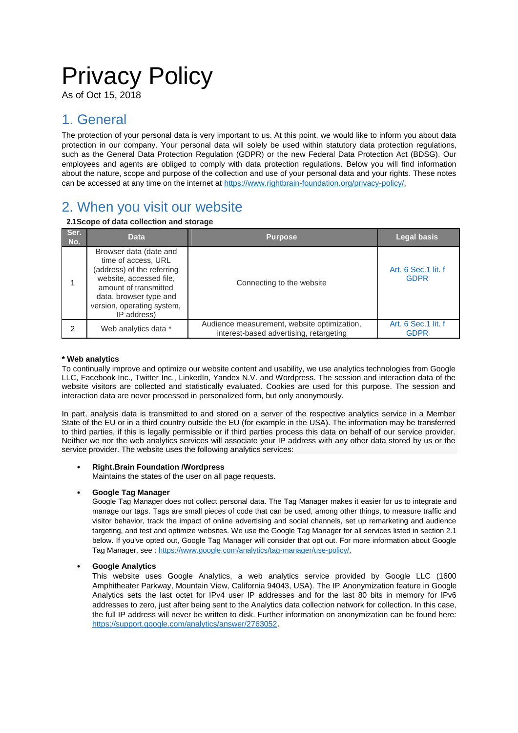# Privacy Policy

As of Oct 15, 2018

## 1. General

The protection of your personal data is very important to us. At this point, we would like to inform you about data protection in our company. Your personal data will solely be used within statutory data protection regulations, such as the General Data Protection Regulation (GDPR) or the new Federal Data Protection Act (BDSG). Our employees and agents are obliged to comply with data protection regulations. Below you will find information about the nature, scope and purpose of the collection and use of your personal data and your rights. These notes can be accessed at any time on the internet at https://www.rightbrain-foundation.org/privacy-policy/.

## 2. When you visit our website

**2.1Scope of data collection and storage**

| Ser. No. | Data | Purpose | Legal basis |
|---|---|---|---|
| 1 | Browser data (date and time of access, URL (address) of the referring website, accessed file, amount of transmitted data, browser type and version, operating system, IP address) | Connecting to the website | Art. 6 Sec.1 lit. f GDPR |
| 2 | Web analytics data * | Audience measurement, website optimization, interest-based advertising, retargeting | Art. 6 Sec.1 lit. f GDPR |

**\* Web analytics**

To continually improve and optimize our website content and usability, we use analytics technologies from Google LLC, Facebook Inc., Twitter Inc., LinkedIn, Yandex N.V. and Wordpress. The session and interaction data of the website visitors are collected and statistically evaluated. Cookies are used for this purpose. The session and interaction data are never processed in personalized form, but only anonymously.

In part, analysis data is transmitted to and stored on a server of the respective analytics service in a Member State of the EU or in a third country outside the EU (for example in the USA). The information may be transferred to third parties, if this is legally permissible or if third parties process this data on behalf of our service provider. Neither we nor the web analytics services will associate your IP address with any other data stored by us or the service provider. The website uses the following analytics services:

- **Right.Brain Foundation /Wordpress**
  Maintains the states of the user on all page requests.

- **Google Tag Manager**
  Google Tag Manager does not collect personal data. The Tag Manager makes it easier for us to integrate and manage our tags. Tags are small pieces of code that can be used, among other things, to measure traffic and visitor behavior, track the impact of online advertising and social channels, set up remarketing and audience targeting, and test and optimize websites. We use the Google Tag Manager for all services listed in section 2.1 below. If you've opted out, Google Tag Manager will consider that opt out. For more information about Google Tag Manager, see : https://www.google.com/analytics/tag-manager/use-policy/.

- **Google Analytics**
  This website uses Google Analytics, a web analytics service provided by Google LLC (1600 Amphitheater Parkway, Mountain View, California 94043, USA). The IP Anonymization feature in Google Analytics sets the last octet for IPv4 user IP addresses and for the last 80 bits in memory for IPv6 addresses to zero, just after being sent to the Analytics data collection network for collection. In this case, the full IP address will never be written to disk. Further information on anonymization can be found here: https://support.google.com/analytics/answer/2763052.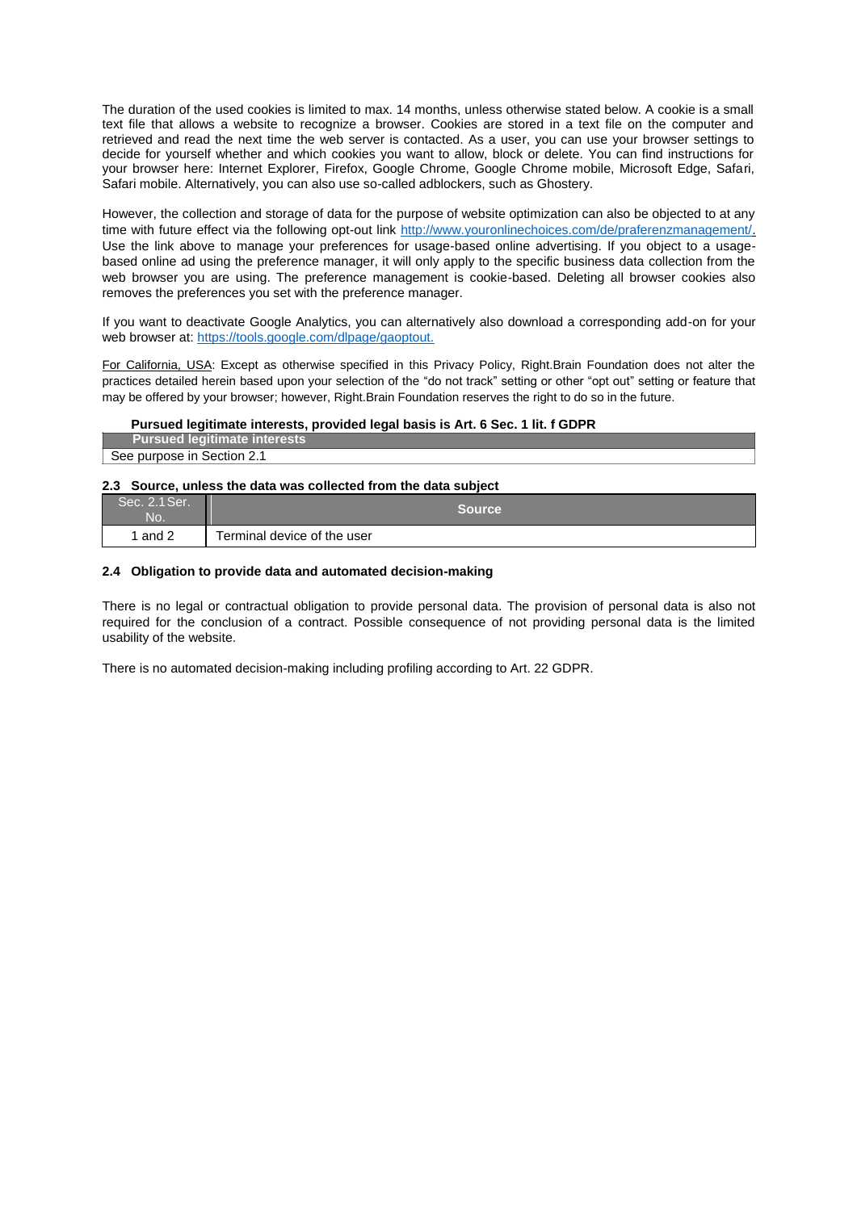The duration of the used cookies is limited to max. 14 months, unless otherwise stated below. A cookie is a small text file that allows a website to recognize a browser. Cookies are stored in a text file on the computer and retrieved and read the next time the web server is contacted. As a user, you can use your browser settings to decide for yourself whether and which cookies you want to allow, block or delete. You can find instructions for your browser here: Internet Explorer, Firefox, Google Chrome, Google Chrome mobile, Microsoft Edge, Safari, Safari mobile. Alternatively, you can also use so-called adblockers, such as Ghostery.

However, the collection and storage of data for the purpose of website optimization can also be objected to at any time with future effect via the following opt-out link http://www.youronlinechoices.com/de/praferenzmanagement/. Use the link above to manage your preferences for usage-based online advertising. If you object to a usage-based online ad using the preference manager, it will only apply to the specific business data collection from the web browser you are using. The preference management is cookie-based. Deleting all browser cookies also removes the preferences you set with the preference manager.

If you want to deactivate Google Analytics, you can alternatively also download a corresponding add-on for your web browser at: https://tools.google.com/dlpage/gaoptout.

For California, USA: Except as otherwise specified in this Privacy Policy, Right.Brain Foundation does not alter the practices detailed herein based upon your selection of the "do not track" setting or other "opt out" setting or feature that may be offered by your browser; however, Right.Brain Foundation reserves the right to do so in the future.

**Pursued legitimate interests, provided legal basis is Art. 6 Sec. 1 lit. f GDPR**

| Pursued legitimate interests |
|---|
| See purpose in Section 2.1 |

### 2.3 Source, unless the data was collected from the data subject

| Sec. 2.1 Ser. No. | Source |
|---|---|
| 1 and 2 | Terminal device of the user |

### 2.4 Obligation to provide data and automated decision-making

There is no legal or contractual obligation to provide personal data. The provision of personal data is also not required for the conclusion of a contract. Possible consequence of not providing personal data is the limited usability of the website.

There is no automated decision-making including profiling according to Art. 22 GDPR.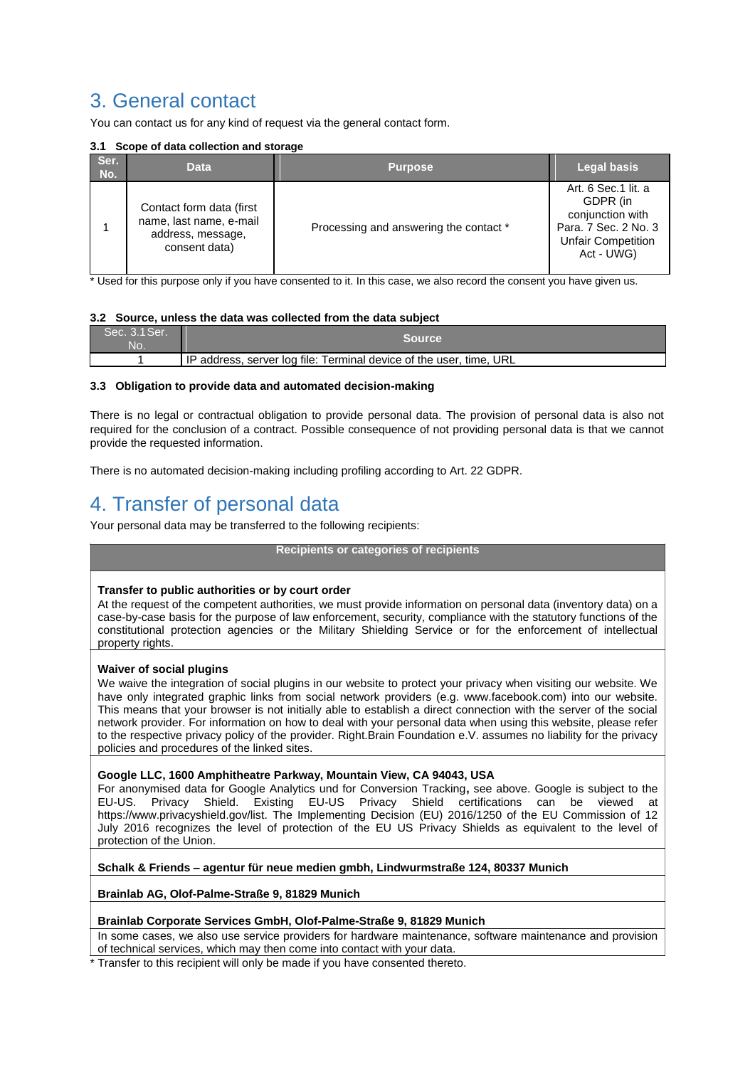# 3. General contact

You can contact us for any kind of request via the general contact form.

### 3.1 Scope of data collection and storage

| Ser. No. | Data | Purpose | Legal basis |
|---|---|---|---|
| 1 | Contact form data (first name, last name, e-mail address, message, consent data) | Processing and answering the contact * | Art. 6 Sec.1 lit. a GDPR (in conjunction with Para. 7 Sec. 2 No. 3 Unfair Competition Act - UWG) |

* Used for this purpose only if you have consented to it. In this case, we also record the consent you have given us.

### 3.2 Source, unless the data was collected from the data subject

| Sec. 3.1 Ser. No. | Source |
|---|---|
| 1 | IP address, server log file: Terminal device of the user, time, URL |

### 3.3 Obligation to provide data and automated decision-making

There is no legal or contractual obligation to provide personal data. The provision of personal data is also not required for the conclusion of a contract. Possible consequence of not providing personal data is that we cannot provide the requested information.

There is no automated decision-making including profiling according to Art. 22 GDPR.

# 4. Transfer of personal data

Your personal data may be transferred to the following recipients:

| Recipients or categories of recipients |
|---|
| **Transfer to public authorities or by court order**<br>At the request of the competent authorities, we must provide information on personal data (inventory data) on a case-by-case basis for the purpose of law enforcement, security, compliance with the statutory functions of the constitutional protection agencies or the Military Shielding Service or for the enforcement of intellectual property rights. |
| **Waiver of social plugins**<br>We waive the integration of social plugins in our website to protect your privacy when visiting our website. We have only integrated graphic links from social network providers (e.g. www.facebook.com) into our website. This means that your browser is not initially able to establish a direct connection with the server of the social network provider. For information on how to deal with your personal data when using this website, please refer to the respective privacy policy of the provider. Right.Brain Foundation e.V. assumes no liability for the privacy policies and procedures of the linked sites. |
| **Google LLC, 1600 Amphitheatre Parkway, Mountain View, CA 94043, USA**<br>For anonymised data for Google Analytics und for Conversion Tracking, see above. Google is subject to the EU-US. Privacy Shield. Existing EU-US Privacy Shield certifications can be viewed at https://www.privacyshield.gov/list. The Implementing Decision (EU) 2016/1250 of the EU Commission of 12 July 2016 recognizes the level of protection of the EU US Privacy Shields as equivalent to the level of protection of the Union. |
| **Schalk & Friends – agentur für neue medien gmbh, Lindwurmstraße 124, 80337 Munich** |
| **Brainlab AG, Olof-Palme-Straße 9, 81829 Munich** |
| **Brainlab Corporate Services GmbH, Olof-Palme-Straße 9, 81829 Munich** |
| In some cases, we also use service providers for hardware maintenance, software maintenance and provision of technical services, which may then come into contact with your data. |

* Transfer to this recipient will only be made if you have consented thereto.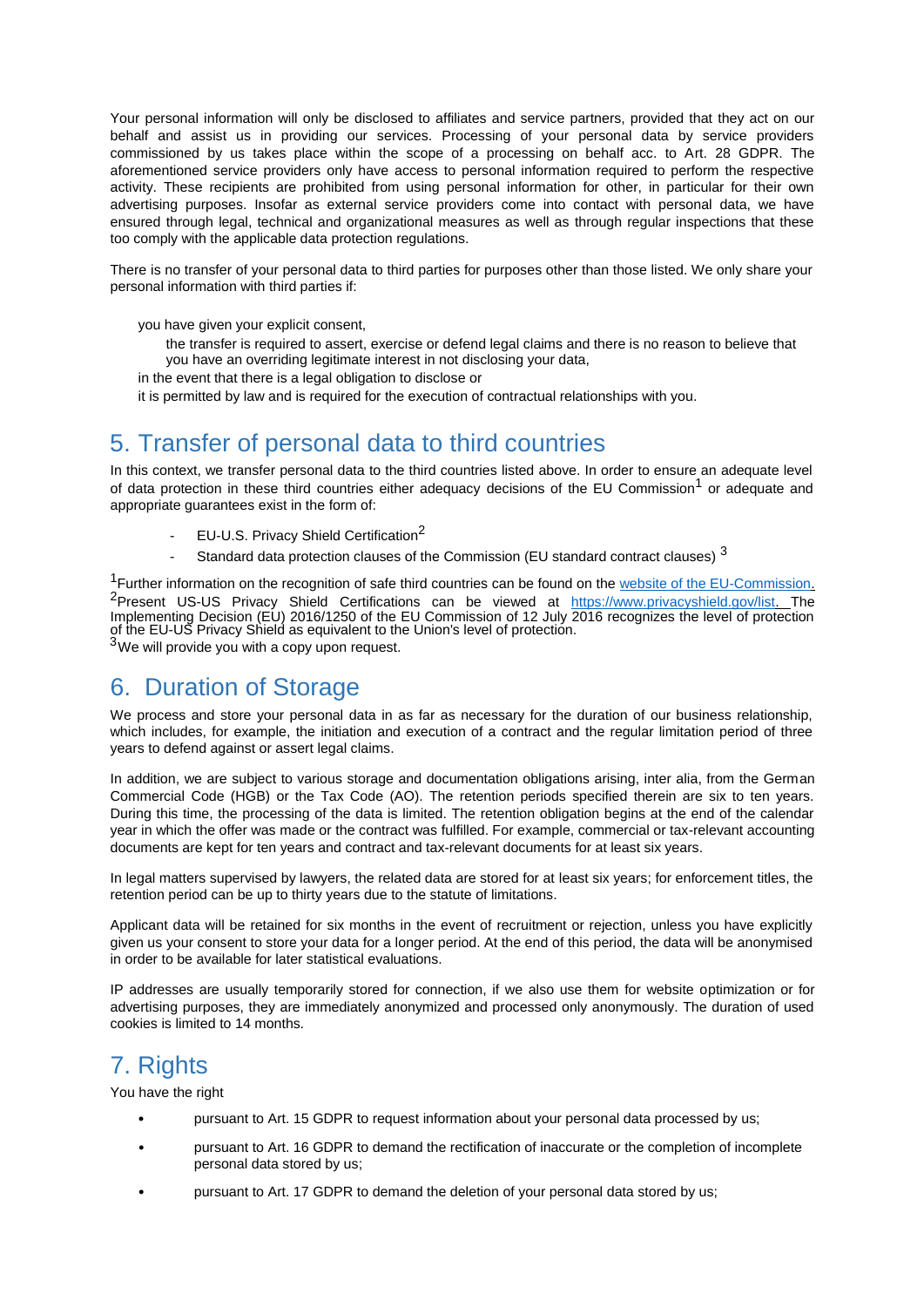Your personal information will only be disclosed to affiliates and service partners, provided that they act on our behalf and assist us in providing our services. Processing of your personal data by service providers commissioned by us takes place within the scope of a processing on behalf acc. to Art. 28 GDPR. The aforementioned service providers only have access to personal information required to perform the respective activity. These recipients are prohibited from using personal information for other, in particular for their own advertising purposes. Insofar as external service providers come into contact with personal data, we have ensured through legal, technical and organizational measures as well as through regular inspections that these too comply with the applicable data protection regulations.

There is no transfer of your personal data to third parties for purposes other than those listed. We only share your personal information with third parties if:

- you have given your explicit consent,
- the transfer is required to assert, exercise or defend legal claims and there is no reason to believe that you have an overriding legitimate interest in not disclosing your data,
- in the event that there is a legal obligation to disclose or
- it is permitted by law and is required for the execution of contractual relationships with you.

## 5. Transfer of personal data to third countries

In this context, we transfer personal data to the third countries listed above. In order to ensure an adequate level of data protection in these third countries either adequacy decisions of the EU Commission[1] or adequate and appropriate guarantees exist in the form of:

- EU-U.S. Privacy Shield Certification[2]
- Standard data protection clauses of the Commission (EU standard contract clauses) [3]

[1]Further information on the recognition of safe third countries can be found on the [website of the EU-Commission.](#)
[2]Present US-US Privacy Shield Certifications can be viewed at [https://www.privacyshield.gov/list.](https://www.privacyshield.gov/list) The Implementing Decision (EU) 2016/1250 of the EU Commission of 12 July 2016 recognizes the level of protection of the EU-US Privacy Shield as equivalent to the Union's level of protection.
[3]We will provide you with a copy upon request.

## 6. Duration of Storage

We process and store your personal data in as far as necessary for the duration of our business relationship, which includes, for example, the initiation and execution of a contract and the regular limitation period of three years to defend against or assert legal claims.

In addition, we are subject to various storage and documentation obligations arising, inter alia, from the German Commercial Code (HGB) or the Tax Code (AO). The retention periods specified therein are six to ten years. During this time, the processing of the data is limited. The retention obligation begins at the end of the calendar year in which the offer was made or the contract was fulfilled. For example, commercial or tax-relevant accounting documents are kept for ten years and contract and tax-relevant documents for at least six years.

In legal matters supervised by lawyers, the related data are stored for at least six years; for enforcement titles, the retention period can be up to thirty years due to the statute of limitations.

Applicant data will be retained for six months in the event of recruitment or rejection, unless you have explicitly given us your consent to store your data for a longer period. At the end of this period, the data will be anonymised in order to be available for later statistical evaluations.

IP addresses are usually temporarily stored for connection, if we also use them for website optimization or for advertising purposes, they are immediately anonymized and processed only anonymously. The duration of used cookies is limited to 14 months.

## 7. Rights

You have the right

- pursuant to Art. 15 GDPR to request information about your personal data processed by us;
- pursuant to Art. 16 GDPR to demand the rectification of inaccurate or the completion of incomplete personal data stored by us;
- pursuant to Art. 17 GDPR to demand the deletion of your personal data stored by us;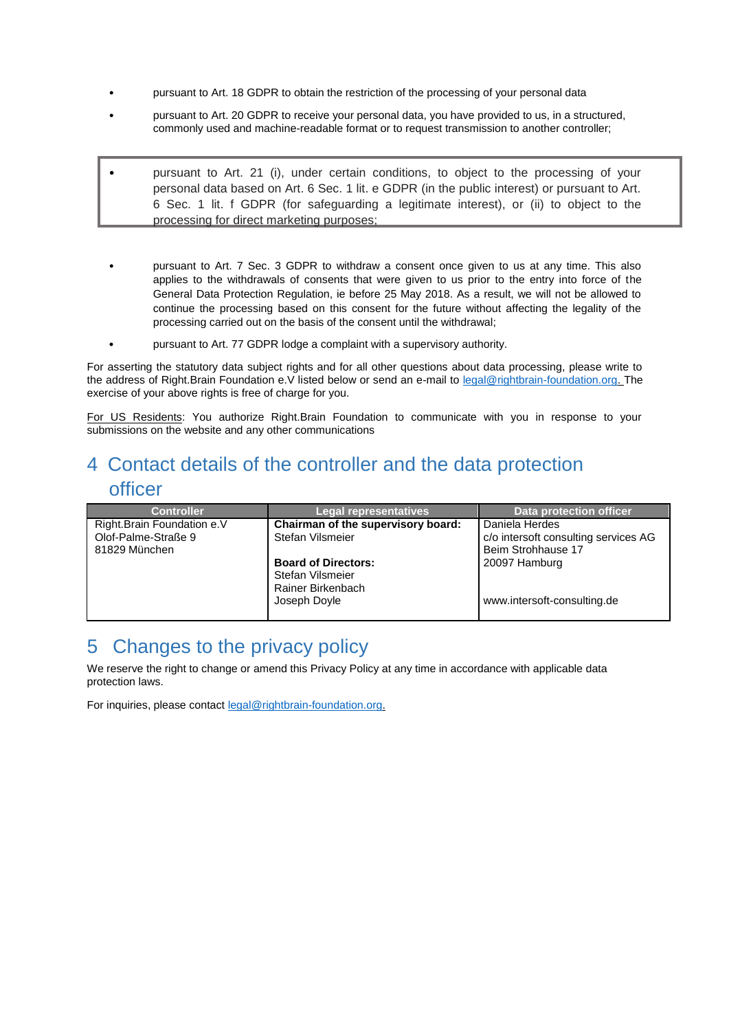- pursuant to Art. 18 GDPR to obtain the restriction of the processing of your personal data
- pursuant to Art. 20 GDPR to receive your personal data, you have provided to us, in a structured, commonly used and machine-readable format or to request transmission to another controller;
- pursuant to Art. 21 (i), under certain conditions, to object to the processing of your personal data based on Art. 6 Sec. 1 lit. e GDPR (in the public interest) or pursuant to Art. 6 Sec. 1 lit. f GDPR (for safeguarding a legitimate interest), or (ii) to object to the processing for direct marketing purposes;
- pursuant to Art. 7 Sec. 3 GDPR to withdraw a consent once given to us at any time. This also applies to the withdrawals of consents that were given to us prior to the entry into force of the General Data Protection Regulation, ie before 25 May 2018. As a result, we will not be allowed to continue the processing based on this consent for the future without affecting the legality of the processing carried out on the basis of the consent until the withdrawal;
- pursuant to Art. 77 GDPR lodge a complaint with a supervisory authority.

For asserting the statutory data subject rights and for all other questions about data processing, please write to the address of Right.Brain Foundation e.V listed below or send an e-mail to legal@rightbrain-foundation.org. The exercise of your above rights is free of charge for you.

For US Residents: You authorize Right.Brain Foundation to communicate with you in response to your submissions on the website and any other communications

# 4 Contact details of the controller and the data protection officer

| Controller | Legal representatives | Data protection officer |
| --- | --- | --- |
| Right.Brain Foundation e.V<br>Olof-Palme-Straße 9<br>81829 München | **Chairman of the supervisory board:**<br>Stefan Vilsmeier<br><br>**Board of Directors:**<br>Stefan Vilsmeier<br>Rainer Birkenbach<br>Joseph Doyle | Daniela Herdes<br>c/o intersoft consulting services AG<br>Beim Strohhause 17<br>20097 Hamburg<br><br>www.intersoft-consulting.de |

# 5 Changes to the privacy policy

We reserve the right to change or amend this Privacy Policy at any time in accordance with applicable data protection laws.

For inquiries, please contact legal@rightbrain-foundation.org.